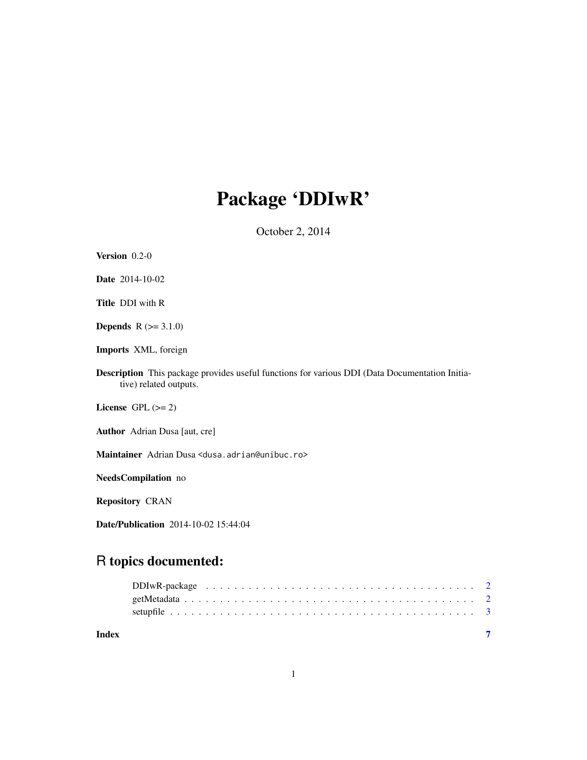# Package 'DDIwR'

October 2, 2014

**Version** 0.2-0

**Date** 2014-10-02

**Title** DDI with R

**Depends** R (>= 3.1.0)

**Imports** XML, foreign

**Description** This package provides useful functions for various DDI (Data Documentation Initiative) related outputs.

**License** GPL (>= 2)

**Author** Adrian Dusa [aut, cre]

**Maintainer** Adrian Dusa <dusa.adrian@unibuc.ro>

**NeedsCompilation** no

**Repository** CRAN

**Date/Publication** 2014-10-02 15:44:04

## R topics documented:

DDIwR-package . . . . . . . . . . . . . . . . . . . . . . . . . . . . . . . . . . . . . . 2
getMetadata . . . . . . . . . . . . . . . . . . . . . . . . . . . . . . . . . . . . . . . . 2
setupfile . . . . . . . . . . . . . . . . . . . . . . . . . . . . . . . . . . . . . . . . . . 3

**Index** **7**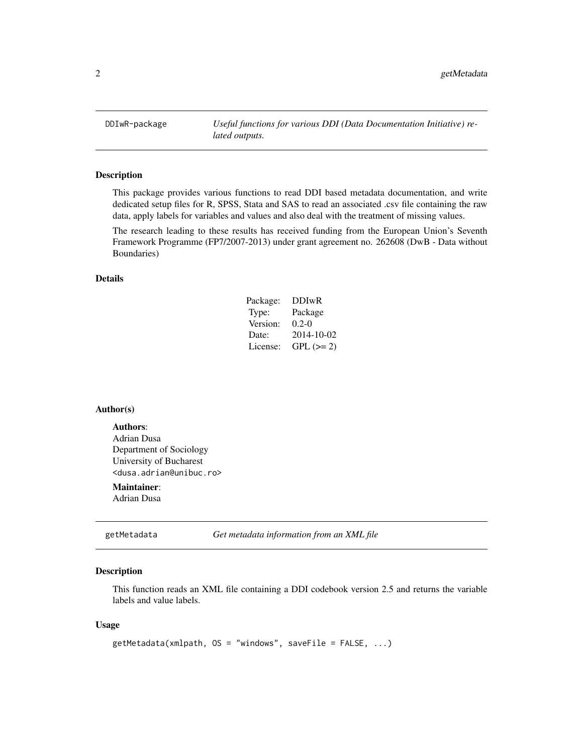## DDIwR-package — *Useful functions for various DDI (Data Documentation Initiative) related outputs.*

### Description

This package provides various functions to read DDI based metadata documentation, and write dedicated setup files for R, SPSS, Stata and SAS to read an associated .csv file containing the raw data, apply labels for variables and values and also deal with the treatment of missing values.

The research leading to these results has received funding from the European Union's Seventh Framework Programme (FP7/2007-2013) under grant agreement no. 262608 (DwB - Data without Boundaries)

### Details

| | |
|---|---|
| Package: | DDIwR |
| Type: | Package |
| Version: | 0.2-0 |
| Date: | 2014-10-02 |
| License: | GPL (>= 2) |

### Author(s)

**Authors**:
Adrian Dusa
Department of Sociology
University of Bucharest
<dusa.adrian@unibuc.ro>

**Maintainer**:
Adrian Dusa

## getMetadata — *Get metadata information from an XML file*

### Description

This function reads an XML file containing a DDI codebook version 2.5 and returns the variable labels and value labels.

### Usage

```
getMetadata(xmlpath, OS = "windows", saveFile = FALSE, ...)
```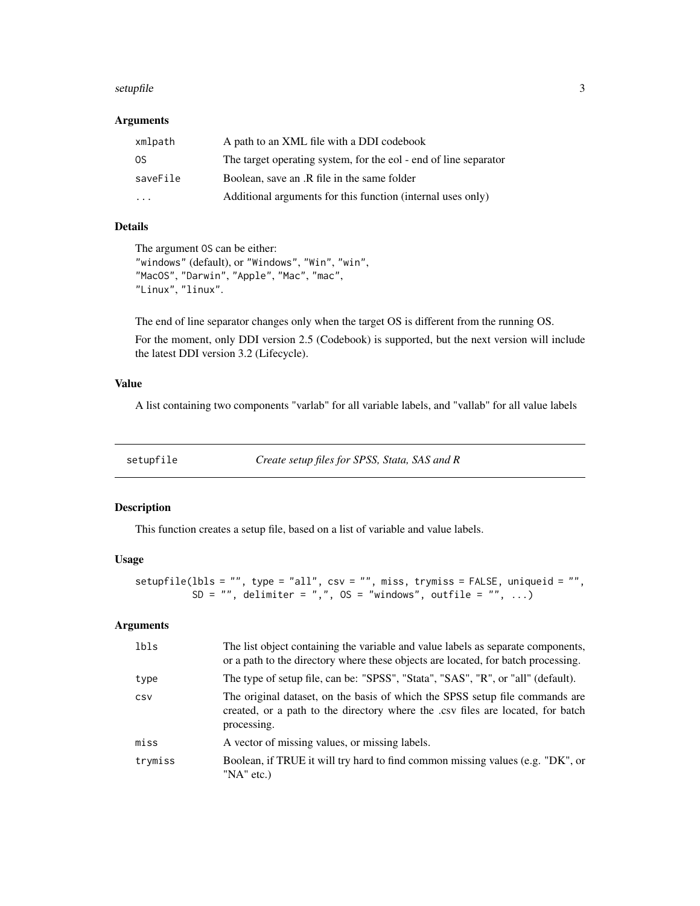### Arguments

| | |
|---|---|
| `xmlpath` | A path to an XML file with a DDI codebook |
| `OS` | The target operating system, for the eol - end of line separator |
| `saveFile` | Boolean, save an .R file in the same folder |
| `...` | Additional arguments for this function (internal uses only) |

### Details

The argument `OS` can be either:
`"windows"` (default), or `"Windows"`, `"Win"`, `"win"`,
`"MacOS"`, `"Darwin"`, `"Apple"`, `"Mac"`, `"mac"`,
`"Linux"`, `"linux"`.

The end of line separator changes only when the target OS is different from the running OS.

For the moment, only DDI version 2.5 (Codebook) is supported, but the next version will include the latest DDI version 3.2 (Lifecycle).

### Value

A list containing two components "varlab" for all variable labels, and "vallab" for all value labels

---

## setupfile — *Create setup files for SPSS, Stata, SAS and R*

---

### Description

This function creates a setup file, based on a list of variable and value labels.

### Usage

```
setupfile(lbls = "", type = "all", csv = "", miss, trymiss = FALSE, uniqueid = "",
          SD = "", delimiter = ",", OS = "windows", outfile = "", ...)
```

### Arguments

| | |
|---|---|
| `lbls` | The list object containing the variable and value labels as separate components, or a path to the directory where these objects are located, for batch processing. |
| `type` | The type of setup file, can be: "SPSS", "Stata", "SAS", "R", or "all" (default). |
| `csv` | The original dataset, on the basis of which the SPSS setup file commands are created, or a path to the directory where the .csv files are located, for batch processing. |
| `miss` | A vector of missing values, or missing labels. |
| `trymiss` | Boolean, if TRUE it will try hard to find common missing values (e.g. "DK", or "NA" etc.) |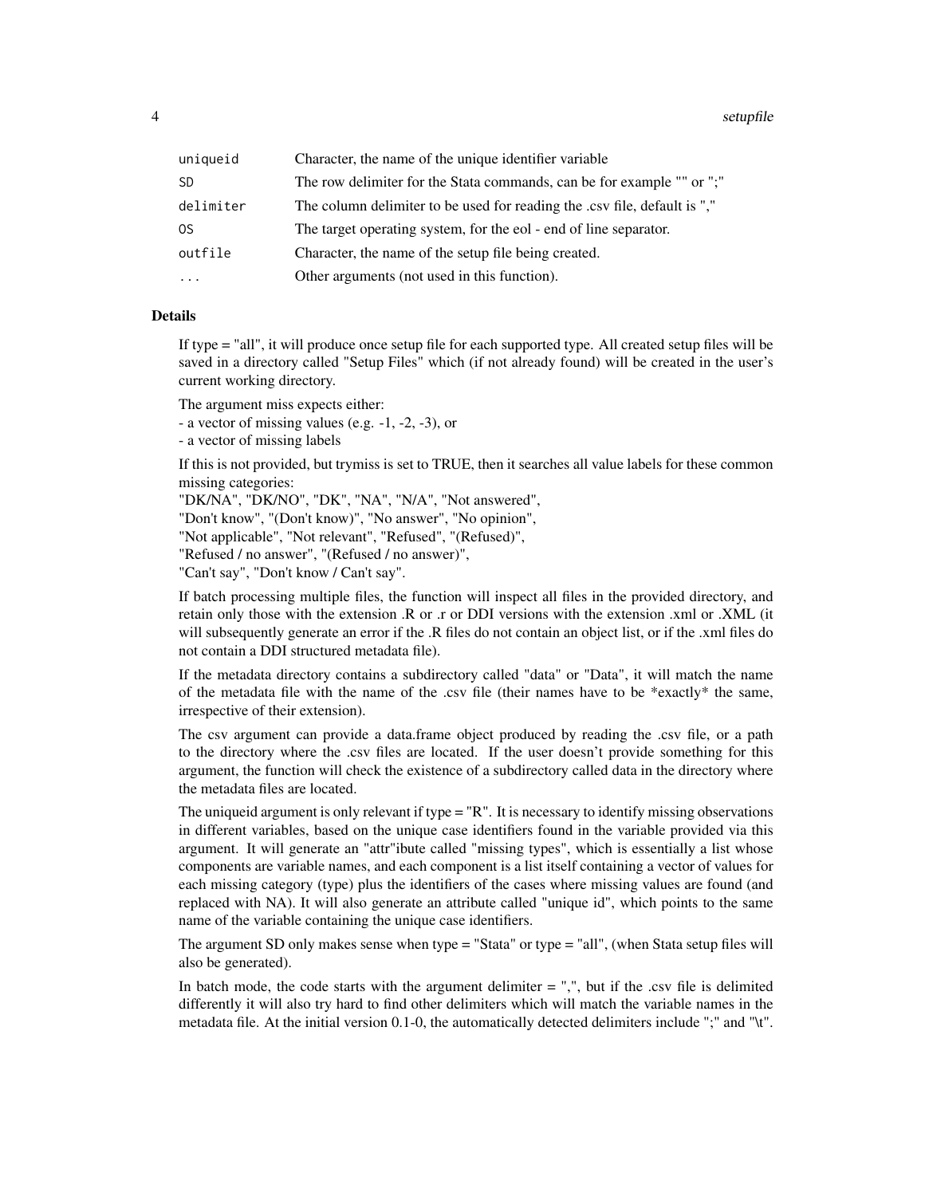| | |
|---|---|
| `uniqueid` | Character, the name of the unique identifier variable |
| `SD` | The row delimiter for the Stata commands, can be for example "" or ";" |
| `delimiter` | The column delimiter to be used for reading the .csv file, default is "," |
| `OS` | The target operating system, for the eol - end of line separator. |
| `outfile` | Character, the name of the setup file being created. |
| `...` | Other arguments (not used in this function). |

## Details

If type = "all", it will produce once setup file for each supported type. All created setup files will be saved in a directory called "Setup Files" which (if not already found) will be created in the user's current working directory.

The argument miss expects either:
- a vector of missing values (e.g. -1, -2, -3), or
- a vector of missing labels

If this is not provided, but trymiss is set to TRUE, then it searches all value labels for these common missing categories:
"DK/NA", "DK/NO", "DK", "NA", "N/A", "Not answered",
"Don't know", "(Don't know)", "No answer", "No opinion",
"Not applicable", "Not relevant", "Refused", "(Refused)",
"Refused / no answer", "(Refused / no answer)",
"Can't say", "Don't know / Can't say".

If batch processing multiple files, the function will inspect all files in the provided directory, and retain only those with the extension .R or .r or DDI versions with the extension .xml or .XML (it will subsequently generate an error if the .R files do not contain an object list, or if the .xml files do not contain a DDI structured metadata file).

If the metadata directory contains a subdirectory called "data" or "Data", it will match the name of the metadata file with the name of the .csv file (their names have to be *exactly* the same, irrespective of their extension).

The csv argument can provide a data.frame object produced by reading the .csv file, or a path to the directory where the .csv files are located. If the user doesn't provide something for this argument, the function will check the existence of a subdirectory called data in the directory where the metadata files are located.

The uniqueid argument is only relevant if type = "R". It is necessary to identify missing observations in different variables, based on the unique case identifiers found in the variable provided via this argument. It will generate an "attr"ibute called "missing types", which is essentially a list whose components are variable names, and each component is a list itself containing a vector of values for each missing category (type) plus the identifiers of the cases where missing values are found (and replaced with NA). It will also generate an attribute called "unique id", which points to the same name of the variable containing the unique case identifiers.

The argument SD only makes sense when type = "Stata" or type = "all", (when Stata setup files will also be generated).

In batch mode, the code starts with the argument delimiter = ",", but if the .csv file is delimited differently it will also try hard to find other delimiters which will match the variable names in the metadata file. At the initial version 0.1-0, the automatically detected delimiters include ";" and "\t".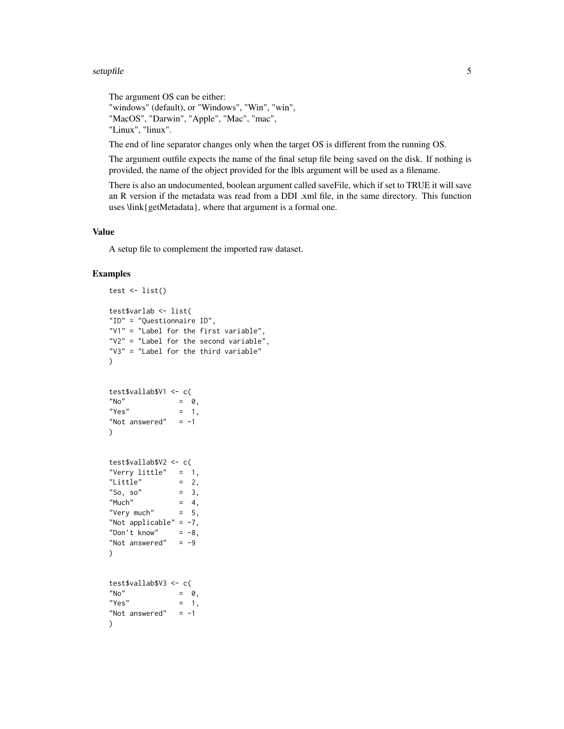The argument OS can be either:
"windows" (default), or "Windows", "Win", "win",
"MacOS", "Darwin", "Apple", "Mac", "mac",
"Linux", "linux".

The end of line separator changes only when the target OS is different from the running OS.

The argument outfile expects the name of the final setup file being saved on the disk. If nothing is provided, the name of the object provided for the lbls argument will be used as a filename.

There is also an undocumented, boolean argument called saveFile, which if set to TRUE it will save an R version if the metadata was read from a DDI .xml file, in the same directory. This function uses \link{getMetadata}, where that argument is a formal one.

## Value

A setup file to complement the imported raw dataset.

## Examples

```
test <- list()

test$varlab <- list(
"ID" = "Questionnaire ID",
"V1" = "Label for the first variable",
"V2" = "Label for the second variable",
"V3" = "Label for the third variable"
)


test$vallab$V1 <- c(
"No"             =  0,
"Yes"            =  1,
"Not answered"   = -1
)


test$vallab$V2 <- c(
"Verry little"   =  1,
"Little"         =  2,
"So, so"         =  3,
"Much"           =  4,
"Very much"      =  5,
"Not applicable" = -7,
"Don't know"     = -8,
"Not answered"   = -9
)


test$vallab$V3 <- c(
"No"             =  0,
"Yes"            =  1,
"Not answered"   = -1
)
```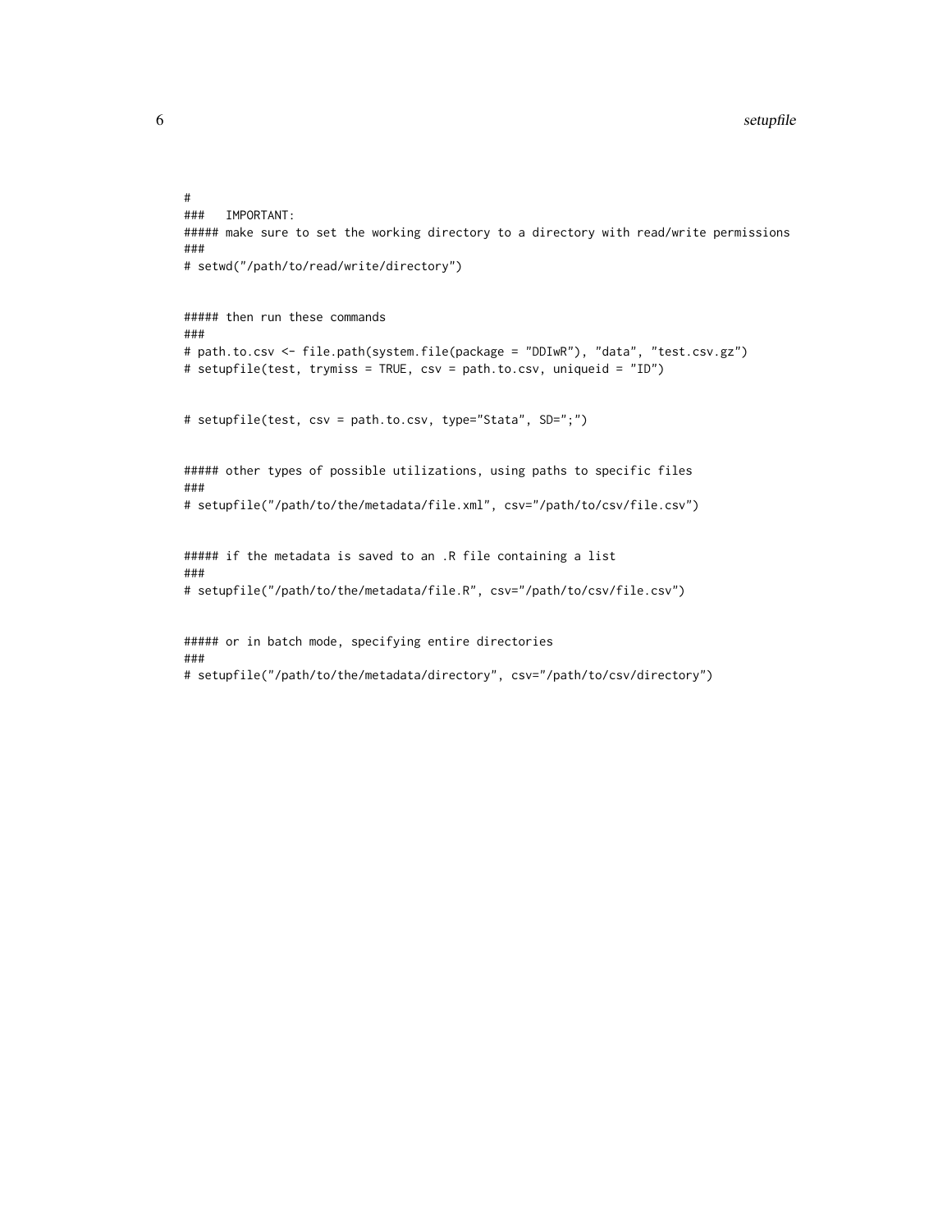```
#
###   IMPORTANT:
##### make sure to set the working directory to a directory with read/write permissions
###
# setwd("/path/to/read/write/directory")


##### then run these commands
###
# path.to.csv <- file.path(system.file(package = "DDIwR"), "data", "test.csv.gz")
# setupfile(test, trymiss = TRUE, csv = path.to.csv, uniqueid = "ID")


# setupfile(test, csv = path.to.csv, type="Stata", SD=";")


##### other types of possible utilizations, using paths to specific files
###
# setupfile("/path/to/the/metadata/file.xml", csv="/path/to/csv/file.csv")


##### if the metadata is saved to an .R file containing a list
###
# setupfile("/path/to/the/metadata/file.R", csv="/path/to/csv/file.csv")


##### or in batch mode, specifying entire directories
###
# setupfile("/path/to/the/metadata/directory", csv="/path/to/csv/directory")
```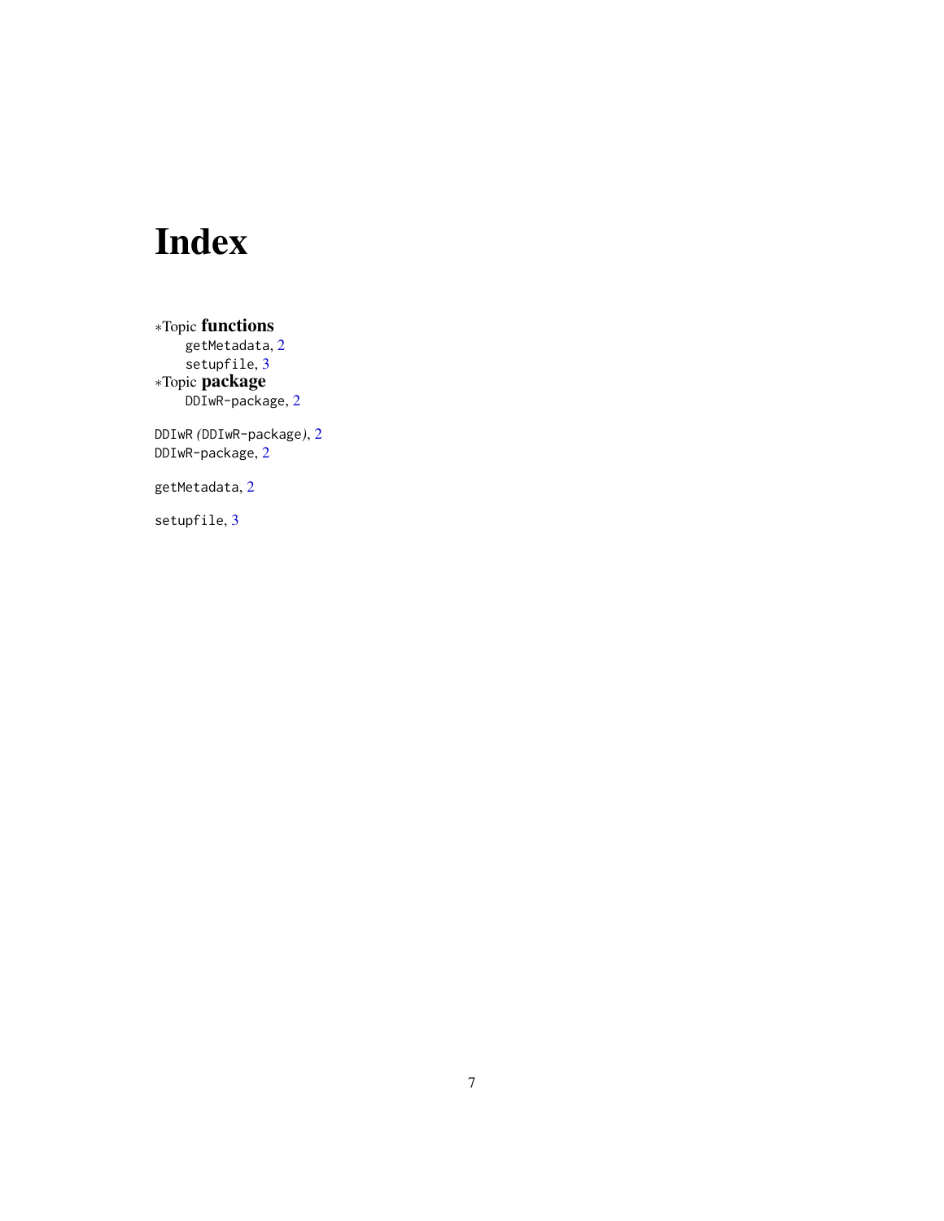# Index

*Topic **functions**
  getMetadata, 2
  setupfile, 3
*Topic **package**
  DDIwR-package, 2

DDIwR (DDIwR-package), 2
DDIwR-package, 2

getMetadata, 2

setupfile, 3